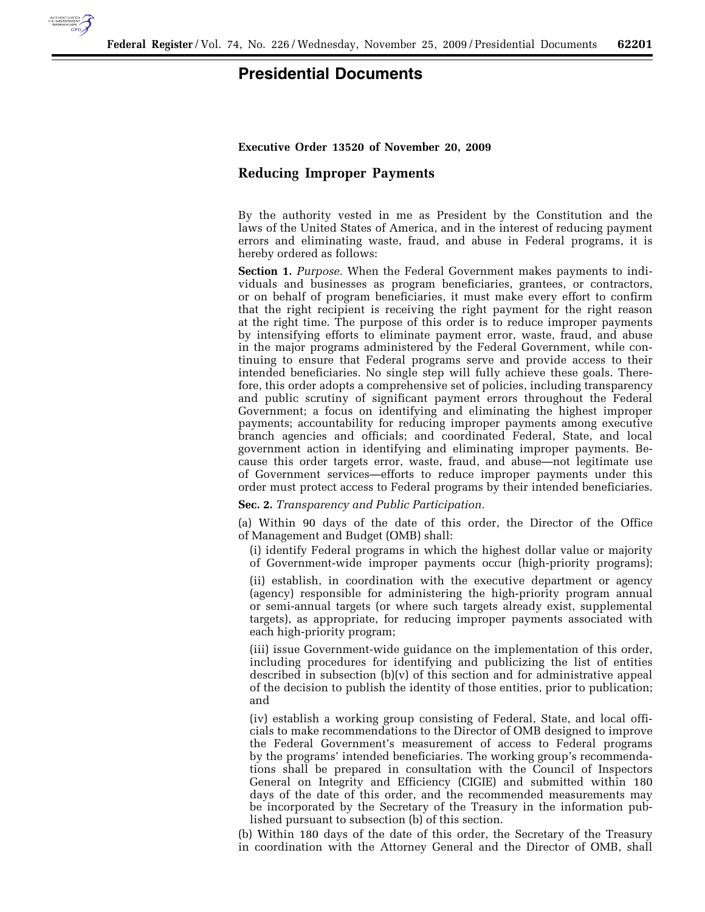# Presidential Documents

**Executive Order 13520 of November 20, 2009**

## Reducing Improper Payments

By the authority vested in me as President by the Constitution and the laws of the United States of America, and in the interest of reducing payment errors and eliminating waste, fraud, and abuse in Federal programs, it is hereby ordered as follows:

**Section 1.** *Purpose.* When the Federal Government makes payments to individuals and businesses as program beneficiaries, grantees, or contractors, or on behalf of program beneficiaries, it must make every effort to confirm that the right recipient is receiving the right payment for the right reason at the right time. The purpose of this order is to reduce improper payments by intensifying efforts to eliminate payment error, waste, fraud, and abuse in the major programs administered by the Federal Government, while continuing to ensure that Federal programs serve and provide access to their intended beneficiaries. No single step will fully achieve these goals. Therefore, this order adopts a comprehensive set of policies, including transparency and public scrutiny of significant payment errors throughout the Federal Government; a focus on identifying and eliminating the highest improper payments; accountability for reducing improper payments among executive branch agencies and officials; and coordinated Federal, State, and local government action in identifying and eliminating improper payments. Because this order targets error, waste, fraud, and abuse—not legitimate use of Government services—efforts to reduce improper payments under this order must protect access to Federal programs by their intended beneficiaries.

**Sec. 2.** *Transparency and Public Participation.*

(a) Within 90 days of the date of this order, the Director of the Office of Management and Budget (OMB) shall:

(i) identify Federal programs in which the highest dollar value or majority of Government-wide improper payments occur (high-priority programs);

(ii) establish, in coordination with the executive department or agency (agency) responsible for administering the high-priority program annual or semi-annual targets (or where such targets already exist, supplemental targets), as appropriate, for reducing improper payments associated with each high-priority program;

(iii) issue Government-wide guidance on the implementation of this order, including procedures for identifying and publicizing the list of entities described in subsection (b)(v) of this section and for administrative appeal of the decision to publish the identity of those entities, prior to publication; and

(iv) establish a working group consisting of Federal, State, and local officials to make recommendations to the Director of OMB designed to improve the Federal Government's measurement of access to Federal programs by the programs' intended beneficiaries. The working group's recommendations shall be prepared in consultation with the Council of Inspectors General on Integrity and Efficiency (CIGIE) and submitted within 180 days of the date of this order, and the recommended measurements may be incorporated by the Secretary of the Treasury in the information published pursuant to subsection (b) of this section.

(b) Within 180 days of the date of this order, the Secretary of the Treasury in coordination with the Attorney General and the Director of OMB, shall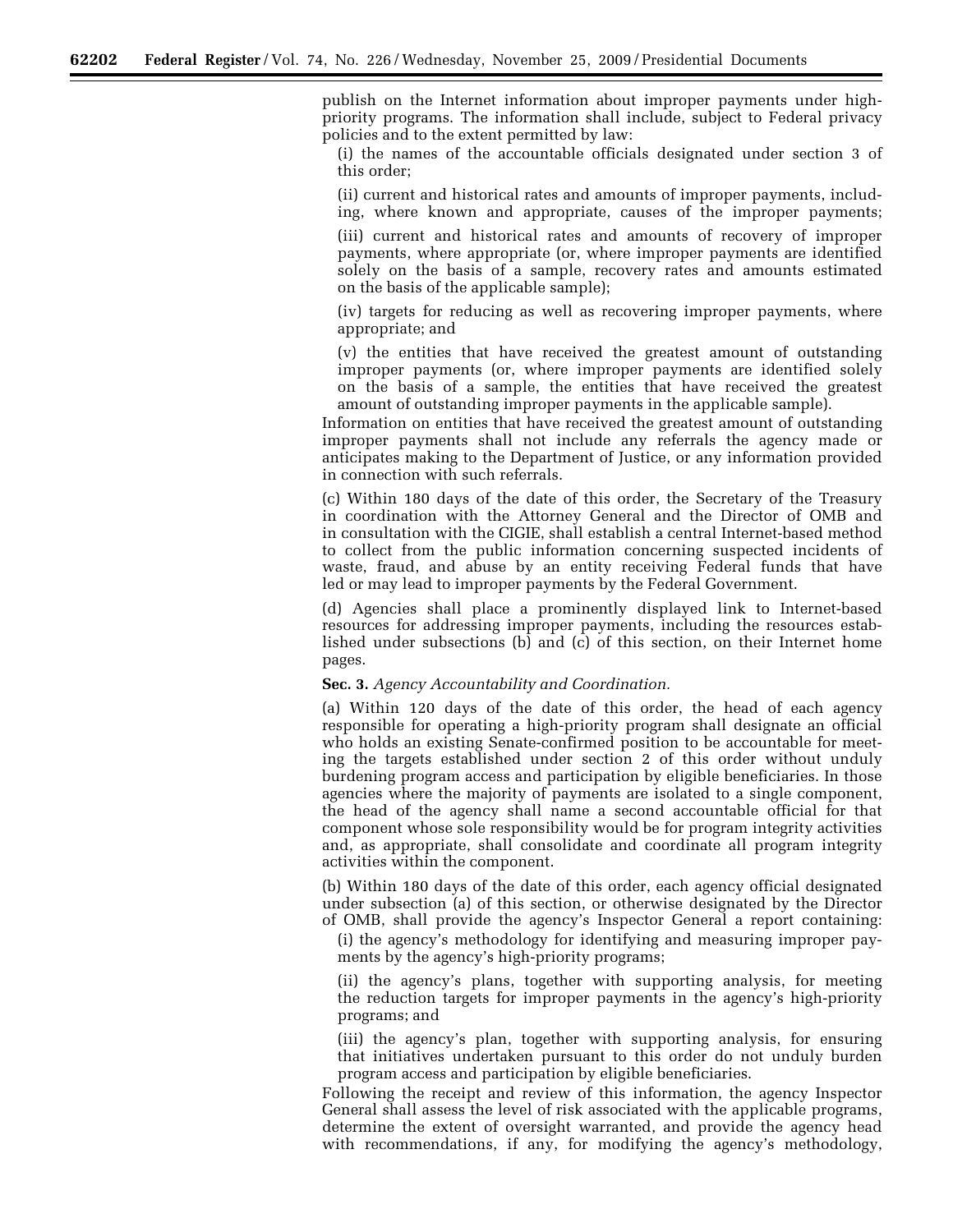publish on the Internet information about improper payments under high-priority programs. The information shall include, subject to Federal privacy policies and to the extent permitted by law:

(i) the names of the accountable officials designated under section 3 of this order;

(ii) current and historical rates and amounts of improper payments, including, where known and appropriate, causes of the improper payments;

(iii) current and historical rates and amounts of recovery of improper payments, where appropriate (or, where improper payments are identified solely on the basis of a sample, recovery rates and amounts estimated on the basis of the applicable sample);

(iv) targets for reducing as well as recovering improper payments, where appropriate; and

(v) the entities that have received the greatest amount of outstanding improper payments (or, where improper payments are identified solely on the basis of a sample, the entities that have received the greatest amount of outstanding improper payments in the applicable sample).

Information on entities that have received the greatest amount of outstanding improper payments shall not include any referrals the agency made or anticipates making to the Department of Justice, or any information provided in connection with such referrals.

(c) Within 180 days of the date of this order, the Secretary of the Treasury in coordination with the Attorney General and the Director of OMB and in consultation with the CIGIE, shall establish a central Internet-based method to collect from the public information concerning suspected incidents of waste, fraud, and abuse by an entity receiving Federal funds that have led or may lead to improper payments by the Federal Government.

(d) Agencies shall place a prominently displayed link to Internet-based resources for addressing improper payments, including the resources established under subsections (b) and (c) of this section, on their Internet home pages.

**Sec. 3.** *Agency Accountability and Coordination.*

(a) Within 120 days of the date of this order, the head of each agency responsible for operating a high-priority program shall designate an official who holds an existing Senate-confirmed position to be accountable for meeting the targets established under section 2 of this order without unduly burdening program access and participation by eligible beneficiaries. In those agencies where the majority of payments are isolated to a single component, the head of the agency shall name a second accountable official for that component whose sole responsibility would be for program integrity activities and, as appropriate, shall consolidate and coordinate all program integrity activities within the component.

(b) Within 180 days of the date of this order, each agency official designated under subsection (a) of this section, or otherwise designated by the Director of OMB, shall provide the agency's Inspector General a report containing:

(i) the agency's methodology for identifying and measuring improper payments by the agency's high-priority programs;

(ii) the agency's plans, together with supporting analysis, for meeting the reduction targets for improper payments in the agency's high-priority programs; and

(iii) the agency's plan, together with supporting analysis, for ensuring that initiatives undertaken pursuant to this order do not unduly burden program access and participation by eligible beneficiaries.

Following the receipt and review of this information, the agency Inspector General shall assess the level of risk associated with the applicable programs, determine the extent of oversight warranted, and provide the agency head with recommendations, if any, for modifying the agency's methodology,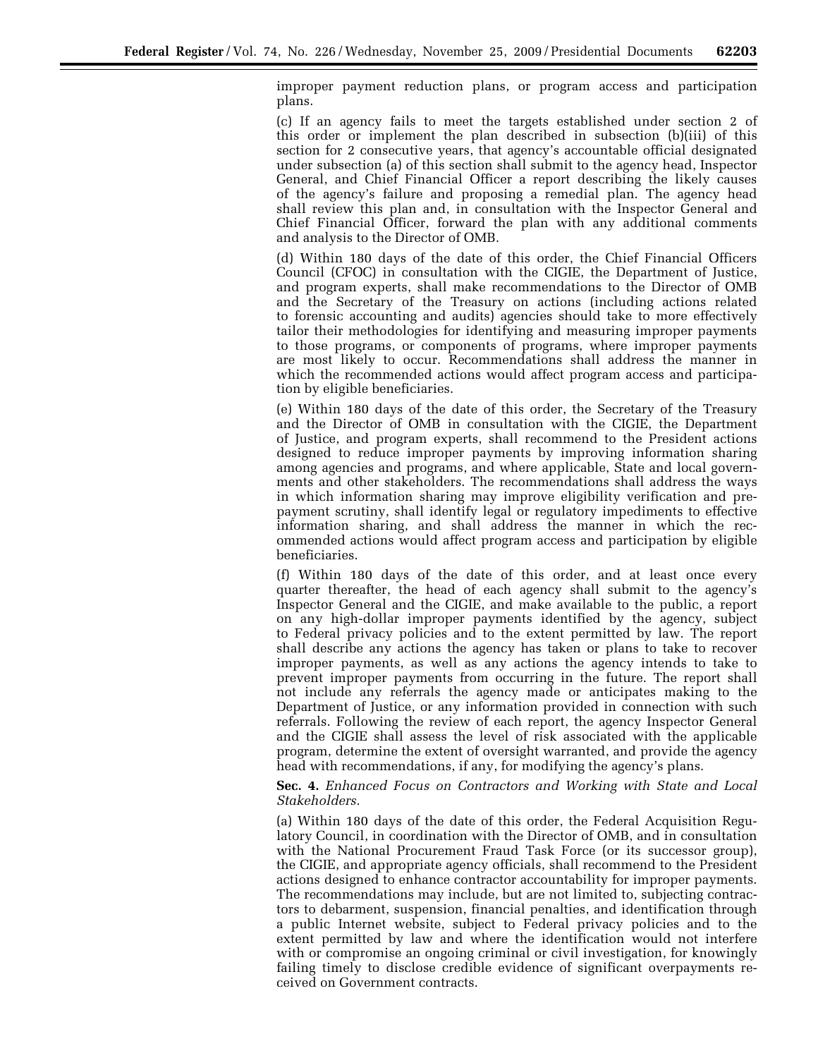improper payment reduction plans, or program access and participation plans.

(c) If an agency fails to meet the targets established under section 2 of this order or implement the plan described in subsection (b)(iii) of this section for 2 consecutive years, that agency's accountable official designated under subsection (a) of this section shall submit to the agency head, Inspector General, and Chief Financial Officer a report describing the likely causes of the agency's failure and proposing a remedial plan. The agency head shall review this plan and, in consultation with the Inspector General and Chief Financial Officer, forward the plan with any additional comments and analysis to the Director of OMB.

(d) Within 180 days of the date of this order, the Chief Financial Officers Council (CFOC) in consultation with the CIGIE, the Department of Justice, and program experts, shall make recommendations to the Director of OMB and the Secretary of the Treasury on actions (including actions related to forensic accounting and audits) agencies should take to more effectively tailor their methodologies for identifying and measuring improper payments to those programs, or components of programs, where improper payments are most likely to occur. Recommendations shall address the manner in which the recommended actions would affect program access and participation by eligible beneficiaries.

(e) Within 180 days of the date of this order, the Secretary of the Treasury and the Director of OMB in consultation with the CIGIE, the Department of Justice, and program experts, shall recommend to the President actions designed to reduce improper payments by improving information sharing among agencies and programs, and where applicable, State and local governments and other stakeholders. The recommendations shall address the ways in which information sharing may improve eligibility verification and pre-payment scrutiny, shall identify legal or regulatory impediments to effective information sharing, and shall address the manner in which the recommended actions would affect program access and participation by eligible beneficiaries.

(f) Within 180 days of the date of this order, and at least once every quarter thereafter, the head of each agency shall submit to the agency's Inspector General and the CIGIE, and make available to the public, a report on any high-dollar improper payments identified by the agency, subject to Federal privacy policies and to the extent permitted by law. The report shall describe any actions the agency has taken or plans to take to recover improper payments, as well as any actions the agency intends to take to prevent improper payments from occurring in the future. The report shall not include any referrals the agency made or anticipates making to the Department of Justice, or any information provided in connection with such referrals. Following the review of each report, the agency Inspector General and the CIGIE shall assess the level of risk associated with the applicable program, determine the extent of oversight warranted, and provide the agency head with recommendations, if any, for modifying the agency's plans.

**Sec. 4.** *Enhanced Focus on Contractors and Working with State and Local Stakeholders.*

(a) Within 180 days of the date of this order, the Federal Acquisition Regulatory Council, in coordination with the Director of OMB, and in consultation with the National Procurement Fraud Task Force (or its successor group), the CIGIE, and appropriate agency officials, shall recommend to the President actions designed to enhance contractor accountability for improper payments. The recommendations may include, but are not limited to, subjecting contractors to debarment, suspension, financial penalties, and identification through a public Internet website, subject to Federal privacy policies and to the extent permitted by law and where the identification would not interfere with or compromise an ongoing criminal or civil investigation, for knowingly failing timely to disclose credible evidence of significant overpayments received on Government contracts.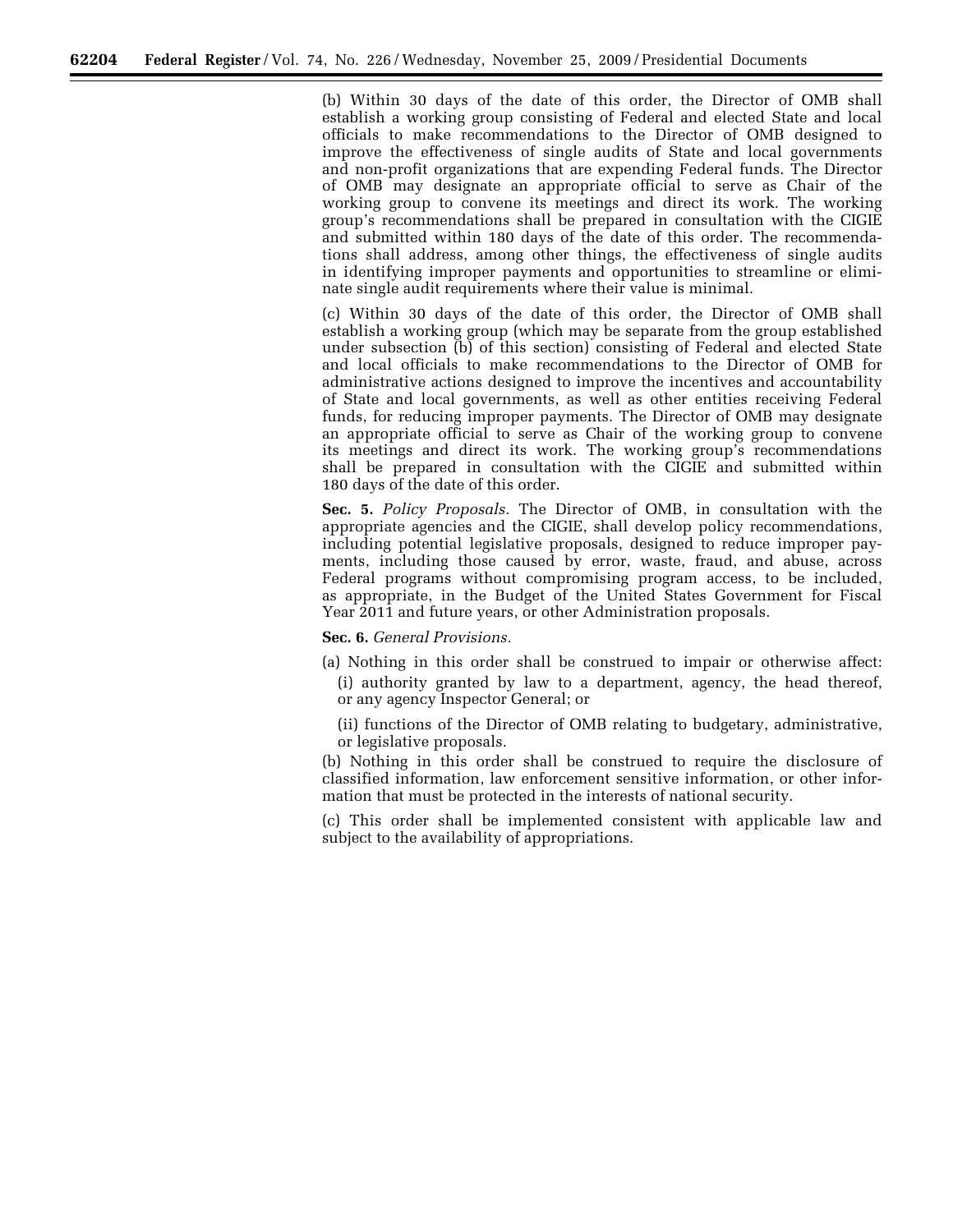(b) Within 30 days of the date of this order, the Director of OMB shall establish a working group consisting of Federal and elected State and local officials to make recommendations to the Director of OMB designed to improve the effectiveness of single audits of State and local governments and non-profit organizations that are expending Federal funds. The Director of OMB may designate an appropriate official to serve as Chair of the working group to convene its meetings and direct its work. The working group's recommendations shall be prepared in consultation with the CIGIE and submitted within 180 days of the date of this order. The recommendations shall address, among other things, the effectiveness of single audits in identifying improper payments and opportunities to streamline or eliminate single audit requirements where their value is minimal.

(c) Within 30 days of the date of this order, the Director of OMB shall establish a working group (which may be separate from the group established under subsection (b) of this section) consisting of Federal and elected State and local officials to make recommendations to the Director of OMB for administrative actions designed to improve the incentives and accountability of State and local governments, as well as other entities receiving Federal funds, for reducing improper payments. The Director of OMB may designate an appropriate official to serve as Chair of the working group to convene its meetings and direct its work. The working group's recommendations shall be prepared in consultation with the CIGIE and submitted within 180 days of the date of this order.

**Sec. 5.** *Policy Proposals.* The Director of OMB, in consultation with the appropriate agencies and the CIGIE, shall develop policy recommendations, including potential legislative proposals, designed to reduce improper payments, including those caused by error, waste, fraud, and abuse, across Federal programs without compromising program access, to be included, as appropriate, in the Budget of the United States Government for Fiscal Year 2011 and future years, or other Administration proposals.

**Sec. 6.** *General Provisions.*

(a) Nothing in this order shall be construed to impair or otherwise affect:

(i) authority granted by law to a department, agency, the head thereof, or any agency Inspector General; or

(ii) functions of the Director of OMB relating to budgetary, administrative, or legislative proposals.

(b) Nothing in this order shall be construed to require the disclosure of classified information, law enforcement sensitive information, or other information that must be protected in the interests of national security.

(c) This order shall be implemented consistent with applicable law and subject to the availability of appropriations.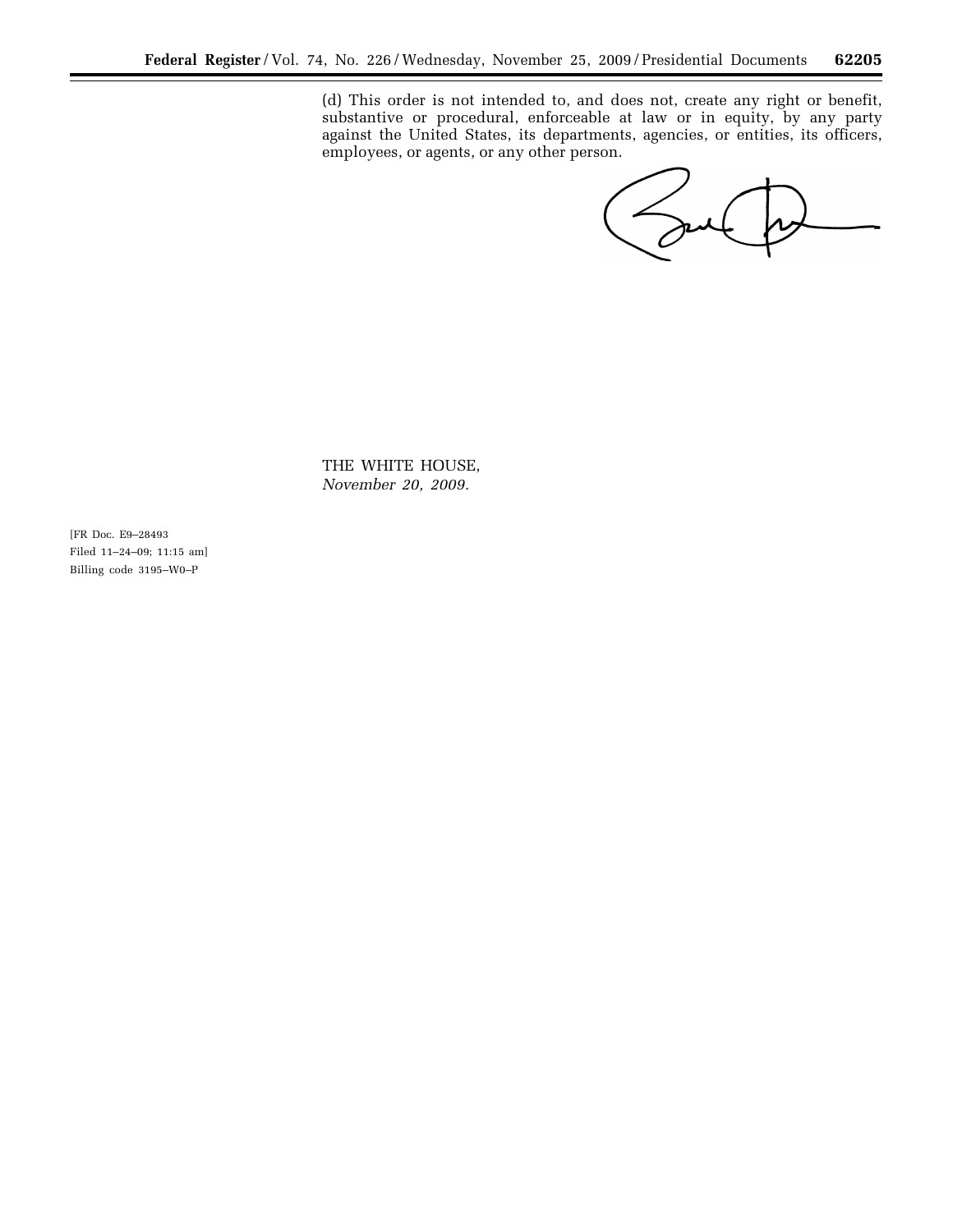(d) This order is not intended to, and does not, create any right or benefit, substantive or procedural, enforceable at law or in equity, by any party against the United States, its departments, agencies, or entities, its officers, employees, or agents, or any other person.

THE WHITE HOUSE,
*November 20, 2009.*

[FR Doc. E9–28493
Filed 11–24–09; 11:15 am]
Billing code 3195–W0–P